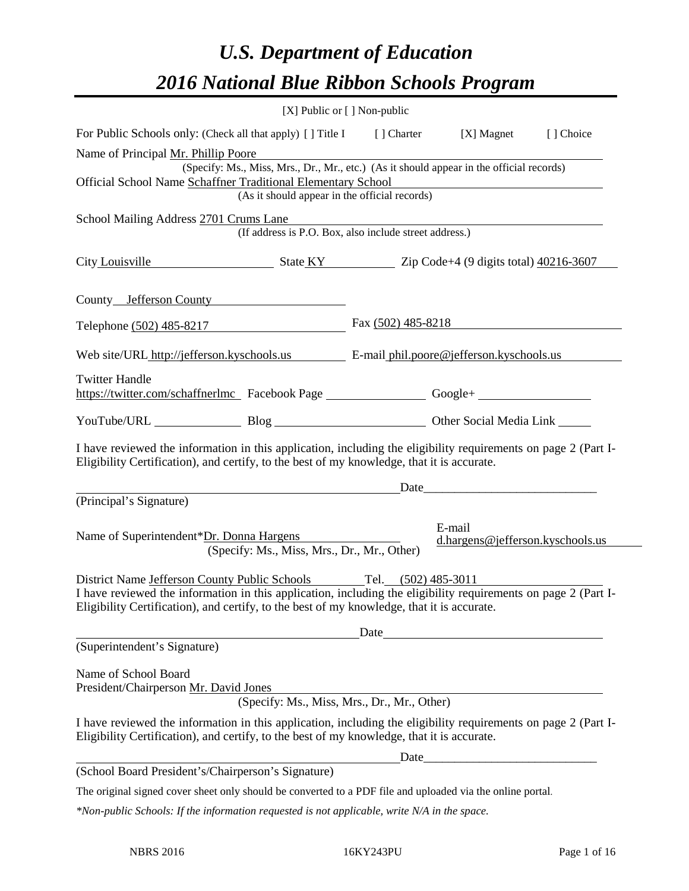# *U.S. Department of Education*

# *2016 National Blue Ribbon Schools Program*

[X] Public or [ ] Non-public

For Public Schools only: (Check all that apply) [ ] Title I [ ] Charter [X] Magnet [ ] Choice

Name of Principal Mr. Phillip Poore
(Specify: Ms., Miss, Mrs., Dr., Mr., etc.) (As it should appear in the official records)

Official School Name Schaffner Traditional Elementary School
(As it should appear in the official records)

School Mailing Address 2701 Crums Lane
(If address is P.O. Box, also include street address.)

City Louisville State KY Zip Code+4 (9 digits total) 40216-3607

County Jefferson County

Telephone (502) 485-8217 Fax (502) 485-8218

Web site/URL http://jefferson.kyschools.us E-mail phil.poore@jefferson.kyschools.us

Twitter Handle https://twitter.com/schaffnerlmc Facebook Page ______ Google+ ______

YouTube/URL ______ Blog ______ Other Social Media Link ______

I have reviewed the information in this application, including the eligibility requirements on page 2 (Part I-Eligibility Certification), and certify, to the best of my knowledge, that it is accurate.

_______________________________ Date_______________
(Principal's Signature)

Name of Superintendent*Dr. Donna Hargens
(Specify: Ms., Miss, Mrs., Dr., Mr., Other)

E-mail d.hargens@jefferson.kyschools.us

District Name Jefferson County Public Schools Tel. (502) 485-3011

I have reviewed the information in this application, including the eligibility requirements on page 2 (Part I-Eligibility Certification), and certify, to the best of my knowledge, that it is accurate.

_______________________________ Date_______________
(Superintendent's Signature)

Name of School Board
President/Chairperson Mr. David Jones
(Specify: Ms., Miss, Mrs., Dr., Mr., Other)

I have reviewed the information in this application, including the eligibility requirements on page 2 (Part I-Eligibility Certification), and certify, to the best of my knowledge, that it is accurate.

_______________________________ Date_______________
(School Board President's/Chairperson's Signature)

The original signed cover sheet only should be converted to a PDF file and uploaded via the online portal.

*\*Non-public Schools: If the information requested is not applicable, write N/A in the space.*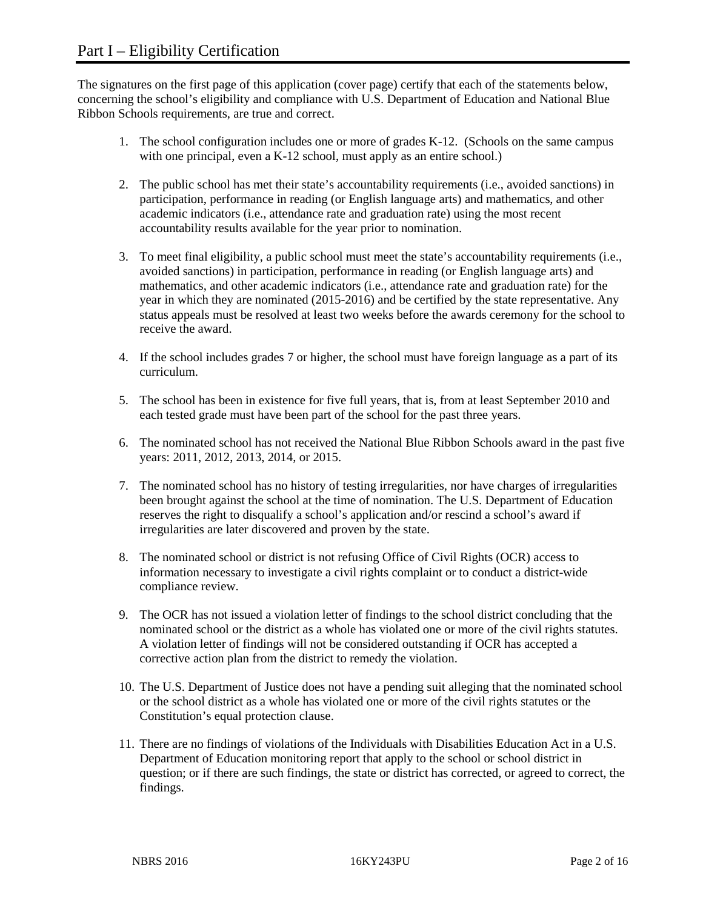# Part I – Eligibility Certification

The signatures on the first page of this application (cover page) certify that each of the statements below, concerning the school's eligibility and compliance with U.S. Department of Education and National Blue Ribbon Schools requirements, are true and correct.

1. The school configuration includes one or more of grades K-12. (Schools on the same campus with one principal, even a K-12 school, must apply as an entire school.)

2. The public school has met their state's accountability requirements (i.e., avoided sanctions) in participation, performance in reading (or English language arts) and mathematics, and other academic indicators (i.e., attendance rate and graduation rate) using the most recent accountability results available for the year prior to nomination.

3. To meet final eligibility, a public school must meet the state's accountability requirements (i.e., avoided sanctions) in participation, performance in reading (or English language arts) and mathematics, and other academic indicators (i.e., attendance rate and graduation rate) for the year in which they are nominated (2015-2016) and be certified by the state representative. Any status appeals must be resolved at least two weeks before the awards ceremony for the school to receive the award.

4. If the school includes grades 7 or higher, the school must have foreign language as a part of its curriculum.

5. The school has been in existence for five full years, that is, from at least September 2010 and each tested grade must have been part of the school for the past three years.

6. The nominated school has not received the National Blue Ribbon Schools award in the past five years: 2011, 2012, 2013, 2014, or 2015.

7. The nominated school has no history of testing irregularities, nor have charges of irregularities been brought against the school at the time of nomination. The U.S. Department of Education reserves the right to disqualify a school's application and/or rescind a school's award if irregularities are later discovered and proven by the state.

8. The nominated school or district is not refusing Office of Civil Rights (OCR) access to information necessary to investigate a civil rights complaint or to conduct a district-wide compliance review.

9. The OCR has not issued a violation letter of findings to the school district concluding that the nominated school or the district as a whole has violated one or more of the civil rights statutes. A violation letter of findings will not be considered outstanding if OCR has accepted a corrective action plan from the district to remedy the violation.

10. The U.S. Department of Justice does not have a pending suit alleging that the nominated school or the school district as a whole has violated one or more of the civil rights statutes or the Constitution's equal protection clause.

11. There are no findings of violations of the Individuals with Disabilities Education Act in a U.S. Department of Education monitoring report that apply to the school or school district in question; or if there are such findings, the state or district has corrected, or agreed to correct, the findings.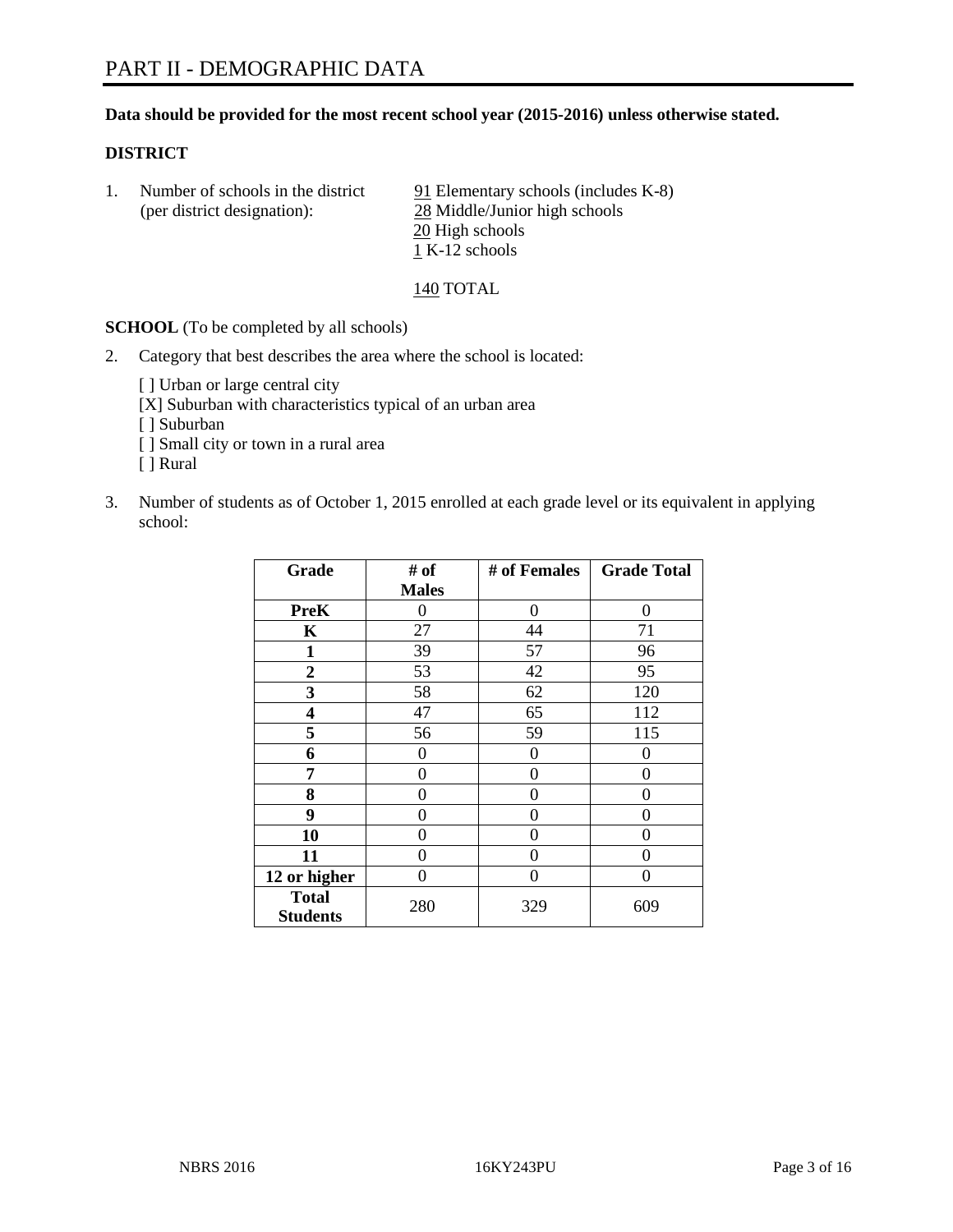# PART II - DEMOGRAPHIC DATA

**Data should be provided for the most recent school year (2015-2016) unless otherwise stated.**

**DISTRICT**

1. Number of schools in the district (per district designation):
   91 Elementary schools (includes K-8)
   28 Middle/Junior high schools
   20 High schools
   1 K-12 schools

   140 TOTAL

**SCHOOL** (To be completed by all schools)

2. Category that best describes the area where the school is located:

   [ ] Urban or large central city
   [X] Suburban with characteristics typical of an urban area
   [ ] Suburban
   [ ] Small city or town in a rural area
   [ ] Rural

3. Number of students as of October 1, 2015 enrolled at each grade level or its equivalent in applying school:

| Grade | # of Males | # of Females | Grade Total |
|---|---|---|---|
| **PreK** | 0 | 0 | 0 |
| **K** | 27 | 44 | 71 |
| **1** | 39 | 57 | 96 |
| **2** | 53 | 42 | 95 |
| **3** | 58 | 62 | 120 |
| **4** | 47 | 65 | 112 |
| **5** | 56 | 59 | 115 |
| **6** | 0 | 0 | 0 |
| **7** | 0 | 0 | 0 |
| **8** | 0 | 0 | 0 |
| **9** | 0 | 0 | 0 |
| **10** | 0 | 0 | 0 |
| **11** | 0 | 0 | 0 |
| **12 or higher** | 0 | 0 | 0 |
| **Total Students** | 280 | 329 | 609 |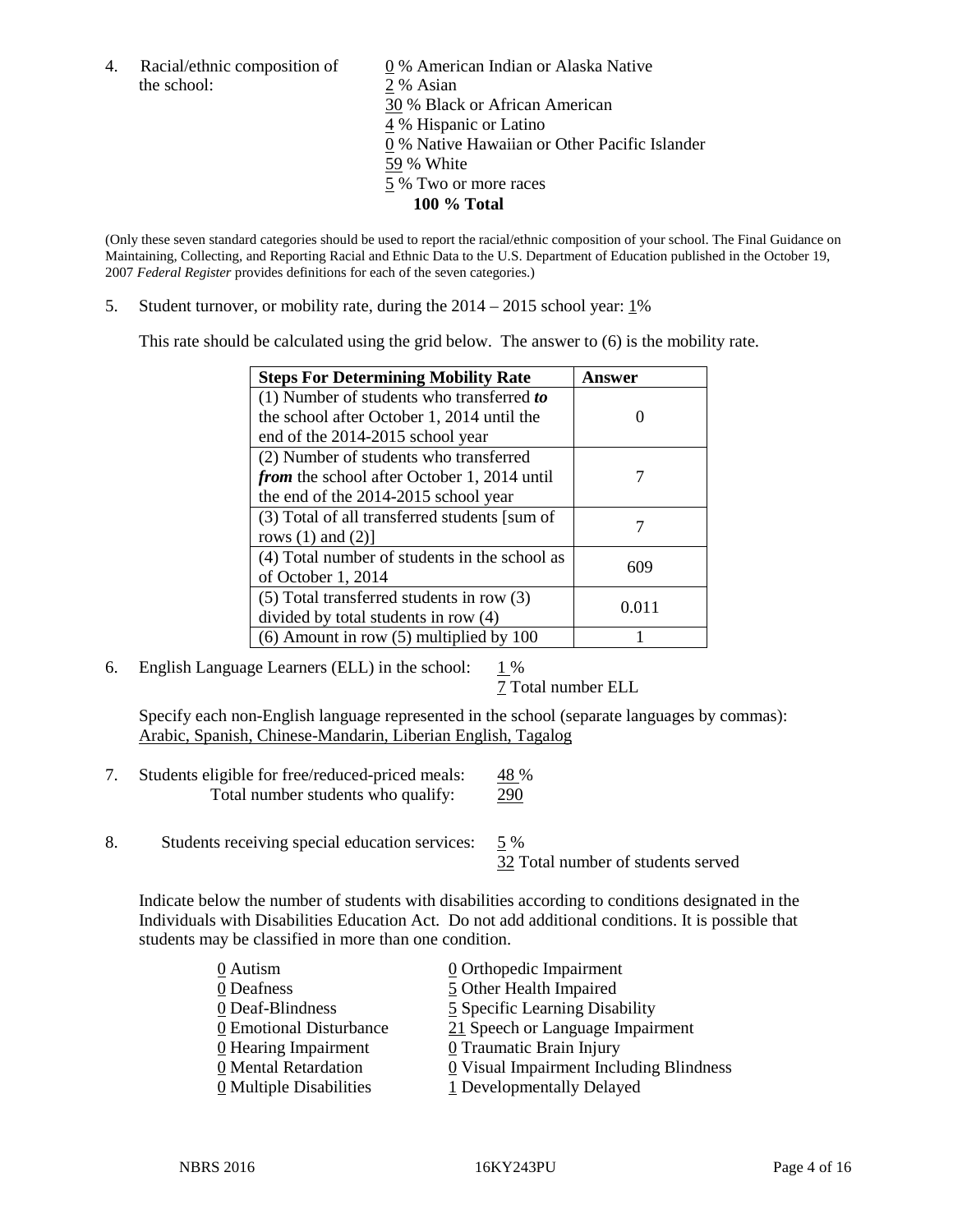4. Racial/ethnic composition of the school:

0 % American Indian or Alaska Native
2 % Asian
30 % Black or African American
4 % Hispanic or Latino
0 % Native Hawaiian or Other Pacific Islander
59 % White
5 % Two or more races
**100 % Total**

(Only these seven standard categories should be used to report the racial/ethnic composition of your school. The Final Guidance on Maintaining, Collecting, and Reporting Racial and Ethnic Data to the U.S. Department of Education published in the October 19, 2007 *Federal Register* provides definitions for each of the seven categories.)

5. Student turnover, or mobility rate, during the 2014 – 2015 school year: 1%

This rate should be calculated using the grid below. The answer to (6) is the mobility rate.

| **Steps For Determining Mobility Rate** | **Answer** |
| --- | --- |
| (1) Number of students who transferred ***to*** the school after October 1, 2014 until the end of the 2014-2015 school year | 0 |
| (2) Number of students who transferred ***from*** the school after October 1, 2014 until the end of the 2014-2015 school year | 7 |
| (3) Total of all transferred students [sum of rows (1) and (2)] | 7 |
| (4) Total number of students in the school as of October 1, 2014 | 609 |
| (5) Total transferred students in row (3) divided by total students in row (4) | 0.011 |
| (6) Amount in row (5) multiplied by 100 | 1 |

6. English Language Learners (ELL) in the school: 1 %
7 Total number ELL

Specify each non-English language represented in the school (separate languages by commas):
Arabic, Spanish, Chinese-Mandarin, Liberian English, Tagalog

7. Students eligible for free/reduced-priced meals: 48 %
Total number students who qualify: 290

8. Students receiving special education services: 5 %
32 Total number of students served

Indicate below the number of students with disabilities according to conditions designated in the Individuals with Disabilities Education Act. Do not add additional conditions. It is possible that students may be classified in more than one condition.

0 Autism
0 Deafness
0 Deaf-Blindness
0 Emotional Disturbance
0 Hearing Impairment
0 Mental Retardation
0 Multiple Disabilities
0 Orthopedic Impairment
5 Other Health Impaired
5 Specific Learning Disability
21 Speech or Language Impairment
0 Traumatic Brain Injury
0 Visual Impairment Including Blindness
1 Developmentally Delayed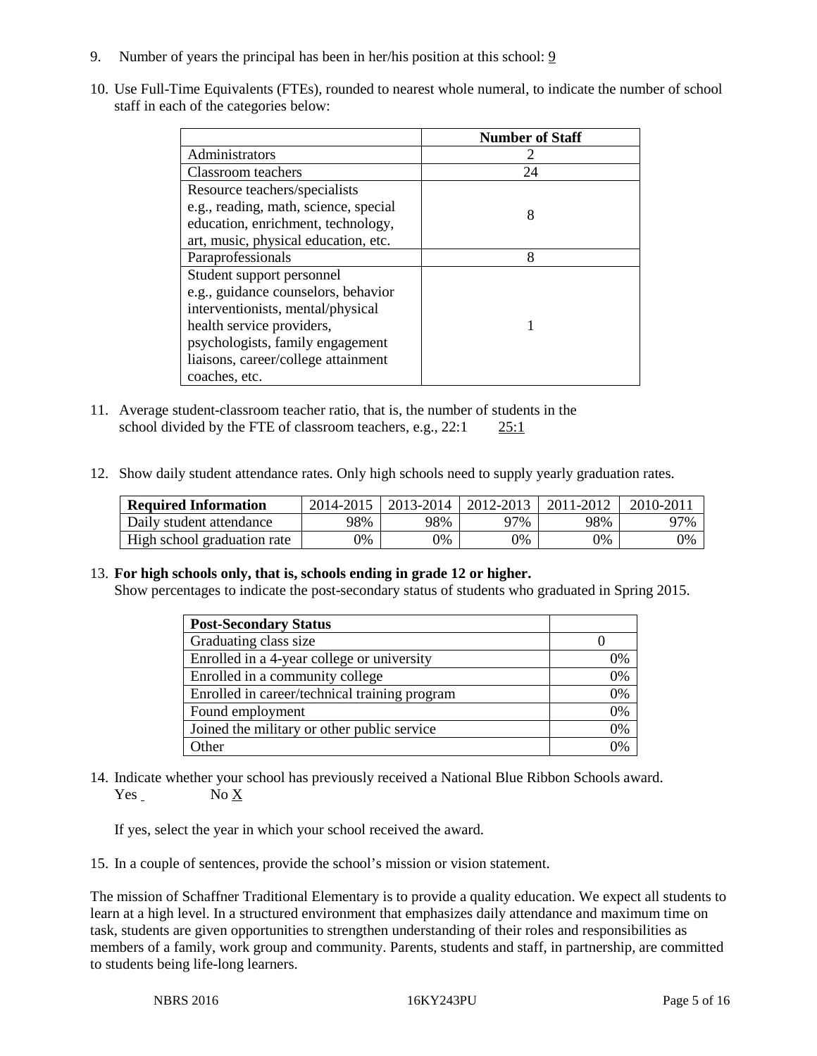9. Number of years the principal has been in her/his position at this school: 9

10. Use Full-Time Equivalents (FTEs), rounded to nearest whole numeral, to indicate the number of school staff in each of the categories below:

| | Number of Staff |
|---|---|
| Administrators | 2 |
| Classroom teachers | 24 |
| Resource teachers/specialists e.g., reading, math, science, special education, enrichment, technology, art, music, physical education, etc. | 8 |
| Paraprofessionals | 8 |
| Student support personnel e.g., guidance counselors, behavior interventionists, mental/physical health service providers, psychologists, family engagement liaisons, career/college attainment coaches, etc. | 1 |

11. Average student-classroom teacher ratio, that is, the number of students in the school divided by the FTE of classroom teachers, e.g., 22:1 25:1

12. Show daily student attendance rates. Only high schools need to supply yearly graduation rates.

| Required Information | 2014-2015 | 2013-2014 | 2012-2013 | 2011-2012 | 2010-2011 |
|---|---|---|---|---|---|
| Daily student attendance | 98% | 98% | 97% | 98% | 97% |
| High school graduation rate | 0% | 0% | 0% | 0% | 0% |

13. **For high schools only, that is, schools ending in grade 12 or higher.**
Show percentages to indicate the post-secondary status of students who graduated in Spring 2015.

| Post-Secondary Status | |
|---|---|
| Graduating class size | 0 |
| Enrolled in a 4-year college or university | 0% |
| Enrolled in a community college | 0% |
| Enrolled in career/technical training program | 0% |
| Found employment | 0% |
| Joined the military or other public service | 0% |
| Other | 0% |

14. Indicate whether your school has previously received a National Blue Ribbon Schools award.
Yes No X

If yes, select the year in which your school received the award.

15. In a couple of sentences, provide the school's mission or vision statement.

The mission of Schaffner Traditional Elementary is to provide a quality education. We expect all students to learn at a high level. In a structured environment that emphasizes daily attendance and maximum time on task, students are given opportunities to strengthen understanding of their roles and responsibilities as members of a family, work group and community. Parents, students and staff, in partnership, are committed to students being life-long learners.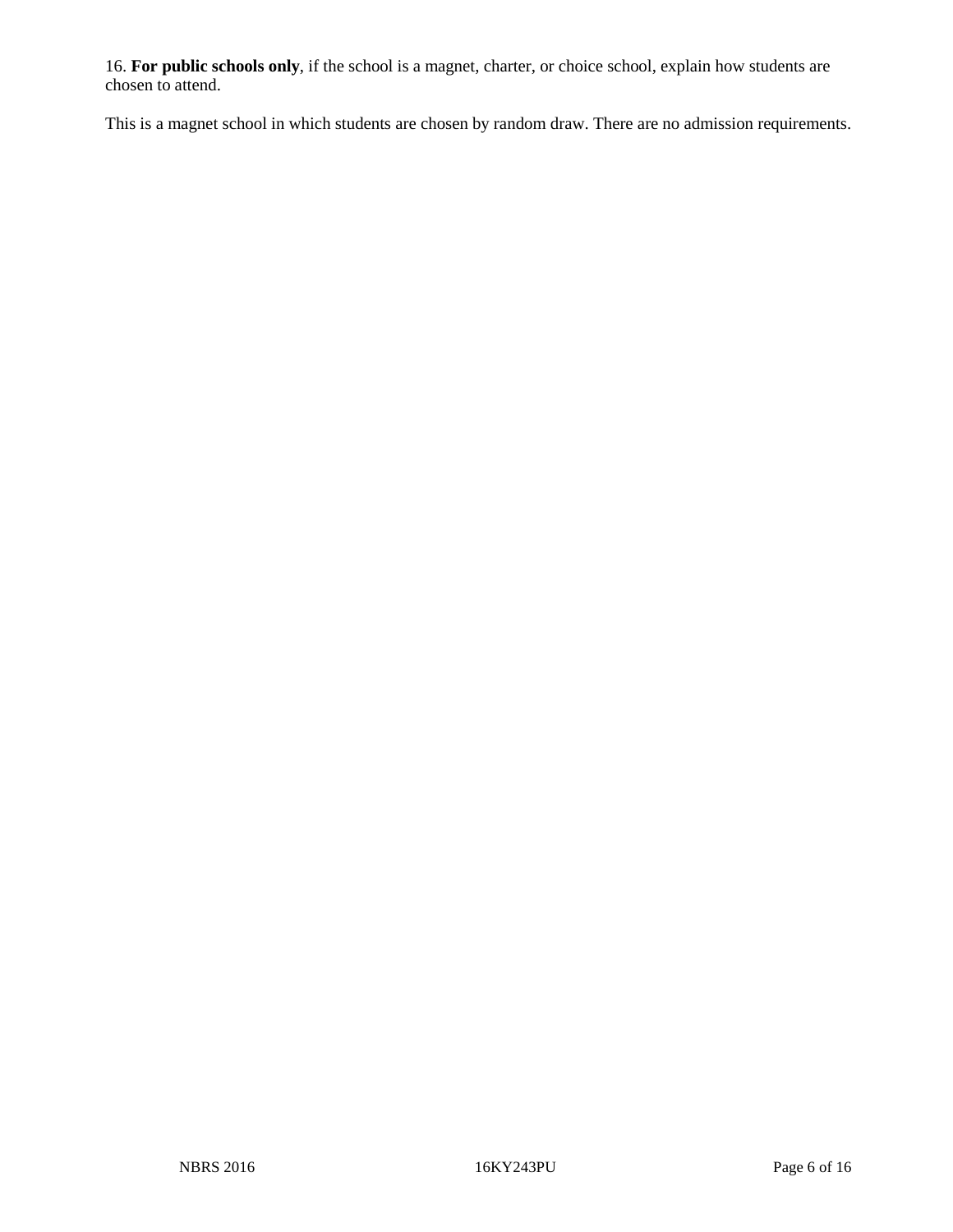16. **For public schools only**, if the school is a magnet, charter, or choice school, explain how students are chosen to attend.

This is a magnet school in which students are chosen by random draw. There are no admission requirements.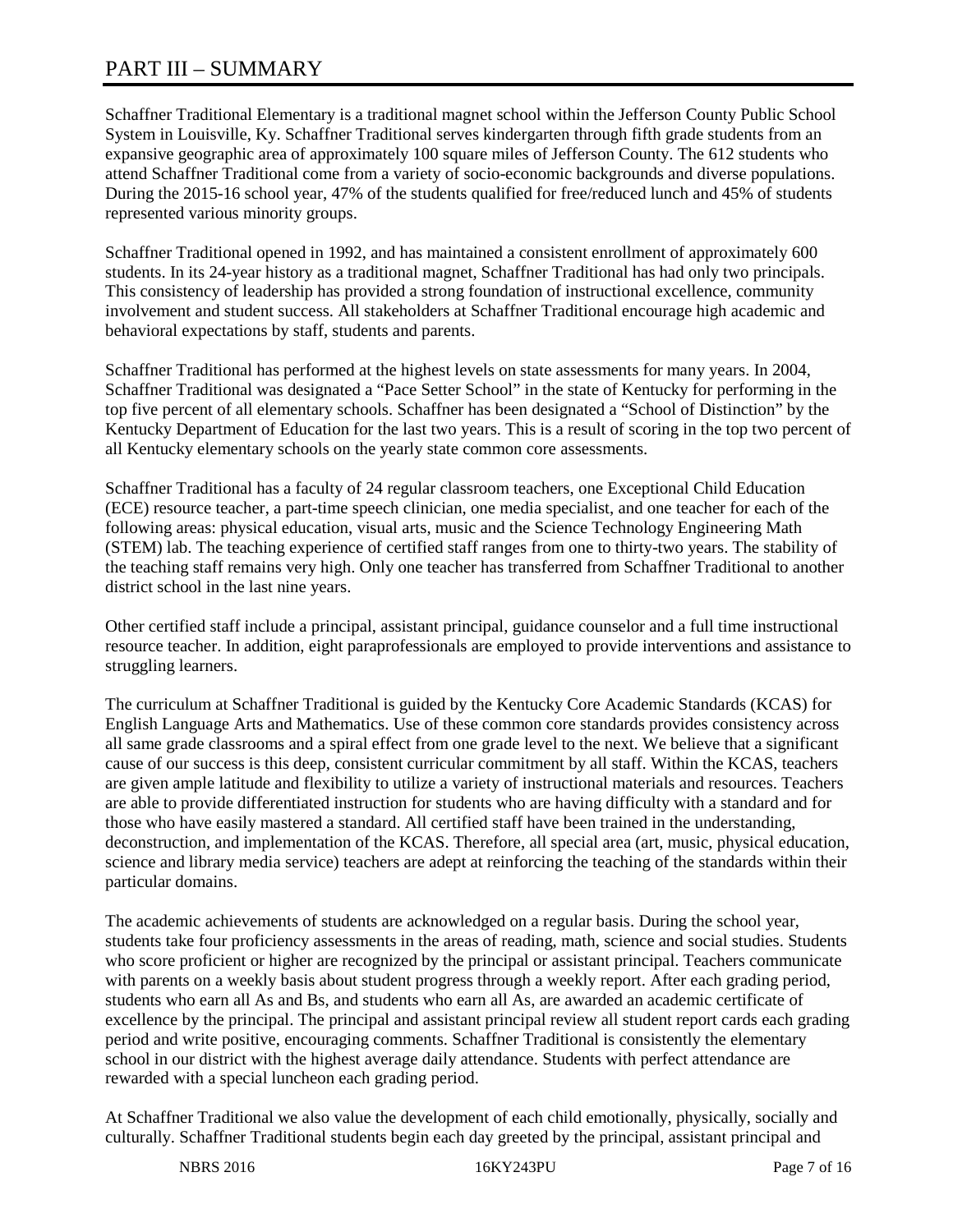# PART III – SUMMARY

Schaffner Traditional Elementary is a traditional magnet school within the Jefferson County Public School System in Louisville, Ky. Schaffner Traditional serves kindergarten through fifth grade students from an expansive geographic area of approximately 100 square miles of Jefferson County. The 612 students who attend Schaffner Traditional come from a variety of socio-economic backgrounds and diverse populations. During the 2015-16 school year, 47% of the students qualified for free/reduced lunch and 45% of students represented various minority groups.

Schaffner Traditional opened in 1992, and has maintained a consistent enrollment of approximately 600 students. In its 24-year history as a traditional magnet, Schaffner Traditional has had only two principals. This consistency of leadership has provided a strong foundation of instructional excellence, community involvement and student success. All stakeholders at Schaffner Traditional encourage high academic and behavioral expectations by staff, students and parents.

Schaffner Traditional has performed at the highest levels on state assessments for many years. In 2004, Schaffner Traditional was designated a "Pace Setter School" in the state of Kentucky for performing in the top five percent of all elementary schools. Schaffner has been designated a "School of Distinction" by the Kentucky Department of Education for the last two years. This is a result of scoring in the top two percent of all Kentucky elementary schools on the yearly state common core assessments.

Schaffner Traditional has a faculty of 24 regular classroom teachers, one Exceptional Child Education (ECE) resource teacher, a part-time speech clinician, one media specialist, and one teacher for each of the following areas: physical education, visual arts, music and the Science Technology Engineering Math (STEM) lab. The teaching experience of certified staff ranges from one to thirty-two years. The stability of the teaching staff remains very high. Only one teacher has transferred from Schaffner Traditional to another district school in the last nine years.

Other certified staff include a principal, assistant principal, guidance counselor and a full time instructional resource teacher. In addition, eight paraprofessionals are employed to provide interventions and assistance to struggling learners.

The curriculum at Schaffner Traditional is guided by the Kentucky Core Academic Standards (KCAS) for English Language Arts and Mathematics. Use of these common core standards provides consistency across all same grade classrooms and a spiral effect from one grade level to the next. We believe that a significant cause of our success is this deep, consistent curricular commitment by all staff. Within the KCAS, teachers are given ample latitude and flexibility to utilize a variety of instructional materials and resources. Teachers are able to provide differentiated instruction for students who are having difficulty with a standard and for those who have easily mastered a standard. All certified staff have been trained in the understanding, deconstruction, and implementation of the KCAS. Therefore, all special area (art, music, physical education, science and library media service) teachers are adept at reinforcing the teaching of the standards within their particular domains.

The academic achievements of students are acknowledged on a regular basis. During the school year, students take four proficiency assessments in the areas of reading, math, science and social studies. Students who score proficient or higher are recognized by the principal or assistant principal. Teachers communicate with parents on a weekly basis about student progress through a weekly report. After each grading period, students who earn all As and Bs, and students who earn all As, are awarded an academic certificate of excellence by the principal. The principal and assistant principal review all student report cards each grading period and write positive, encouraging comments. Schaffner Traditional is consistently the elementary school in our district with the highest average daily attendance. Students with perfect attendance are rewarded with a special luncheon each grading period.

At Schaffner Traditional we also value the development of each child emotionally, physically, socially and culturally. Schaffner Traditional students begin each day greeted by the principal, assistant principal and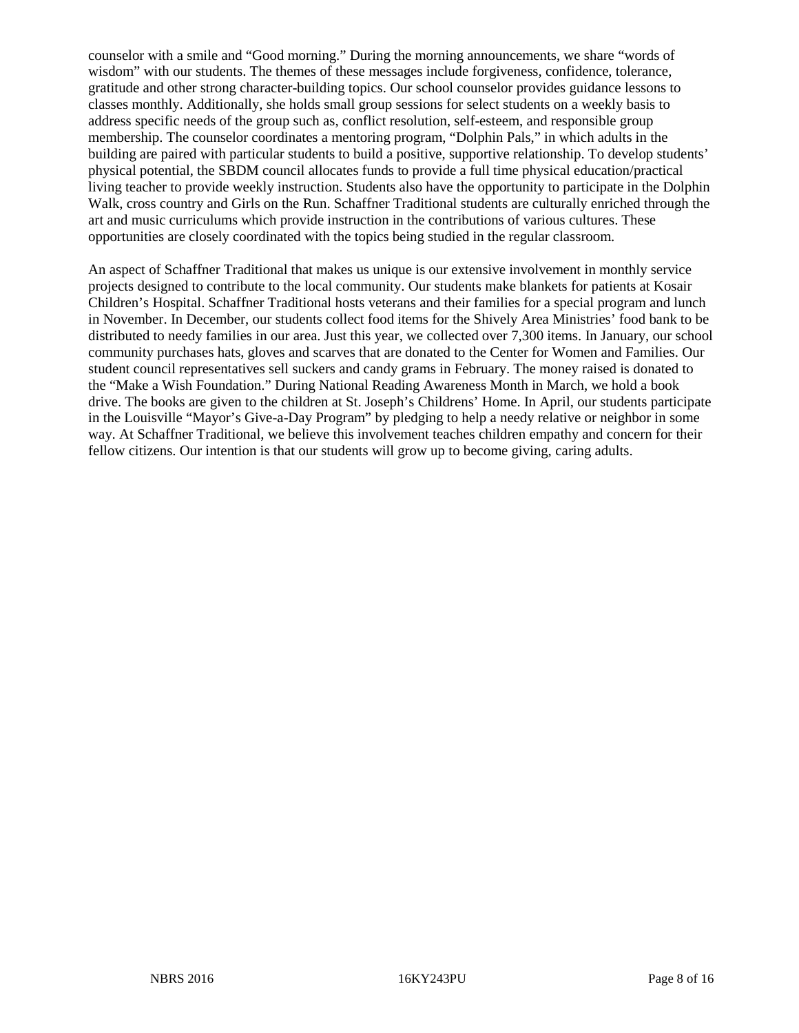counselor with a smile and “Good morning.” During the morning announcements, we share “words of wisdom” with our students. The themes of these messages include forgiveness, confidence, tolerance, gratitude and other strong character-building topics. Our school counselor provides guidance lessons to classes monthly. Additionally, she holds small group sessions for select students on a weekly basis to address specific needs of the group such as, conflict resolution, self-esteem, and responsible group membership. The counselor coordinates a mentoring program, “Dolphin Pals,” in which adults in the building are paired with particular students to build a positive, supportive relationship. To develop students’ physical potential, the SBDM council allocates funds to provide a full time physical education/practical living teacher to provide weekly instruction. Students also have the opportunity to participate in the Dolphin Walk, cross country and Girls on the Run. Schaffner Traditional students are culturally enriched through the art and music curriculums which provide instruction in the contributions of various cultures. These opportunities are closely coordinated with the topics being studied in the regular classroom.

An aspect of Schaffner Traditional that makes us unique is our extensive involvement in monthly service projects designed to contribute to the local community. Our students make blankets for patients at Kosair Children’s Hospital. Schaffner Traditional hosts veterans and their families for a special program and lunch in November. In December, our students collect food items for the Shively Area Ministries’ food bank to be distributed to needy families in our area. Just this year, we collected over 7,300 items. In January, our school community purchases hats, gloves and scarves that are donated to the Center for Women and Families. Our student council representatives sell suckers and candy grams in February. The money raised is donated to the “Make a Wish Foundation.” During National Reading Awareness Month in March, we hold a book drive. The books are given to the children at St. Joseph’s Childrens’ Home. In April, our students participate in the Louisville “Mayor’s Give-a-Day Program” by pledging to help a needy relative or neighbor in some way. At Schaffner Traditional, we believe this involvement teaches children empathy and concern for their fellow citizens. Our intention is that our students will grow up to become giving, caring adults.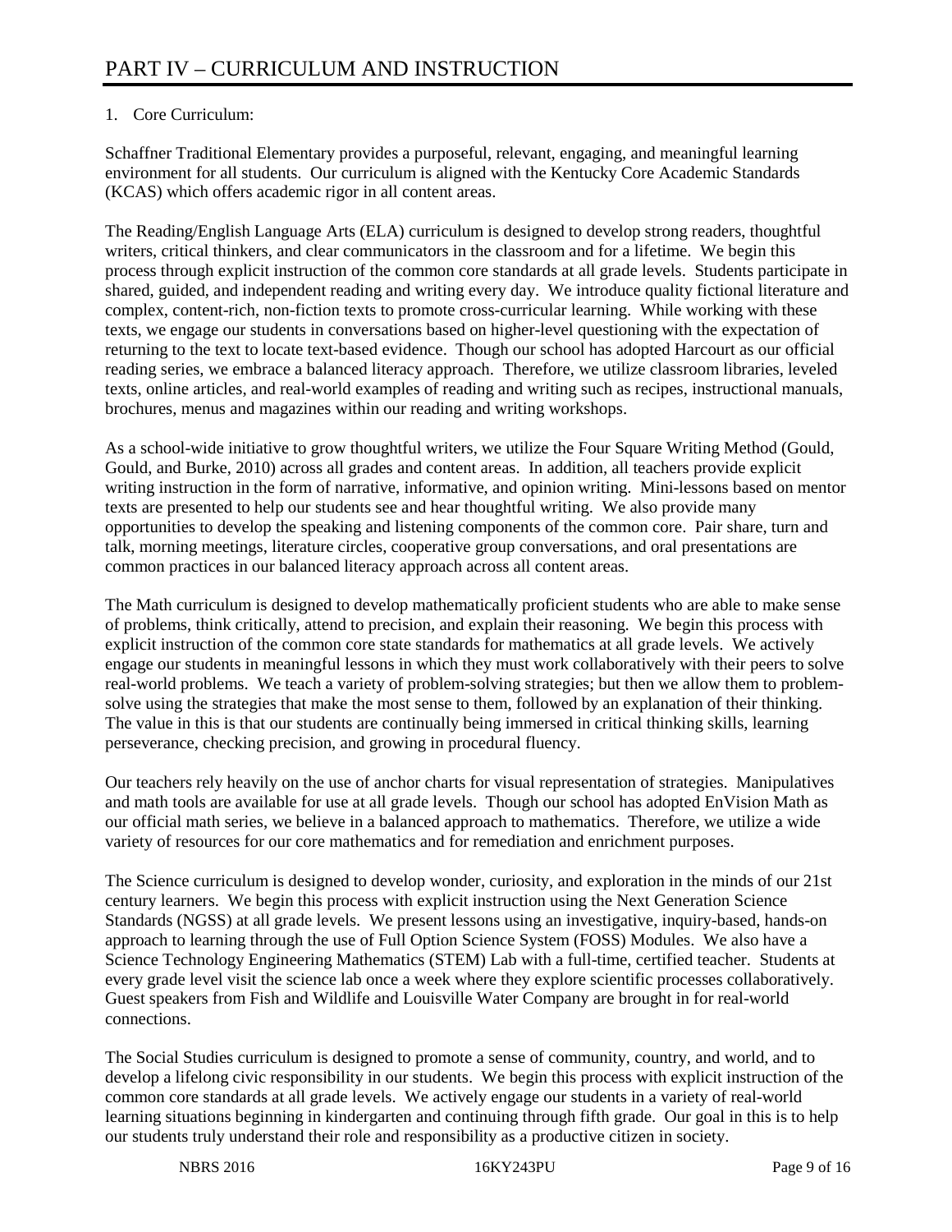# PART IV – CURRICULUM AND INSTRUCTION

1. Core Curriculum:

Schaffner Traditional Elementary provides a purposeful, relevant, engaging, and meaningful learning environment for all students. Our curriculum is aligned with the Kentucky Core Academic Standards (KCAS) which offers academic rigor in all content areas.

The Reading/English Language Arts (ELA) curriculum is designed to develop strong readers, thoughtful writers, critical thinkers, and clear communicators in the classroom and for a lifetime. We begin this process through explicit instruction of the common core standards at all grade levels. Students participate in shared, guided, and independent reading and writing every day. We introduce quality fictional literature and complex, content-rich, non-fiction texts to promote cross-curricular learning. While working with these texts, we engage our students in conversations based on higher-level questioning with the expectation of returning to the text to locate text-based evidence. Though our school has adopted Harcourt as our official reading series, we embrace a balanced literacy approach. Therefore, we utilize classroom libraries, leveled texts, online articles, and real-world examples of reading and writing such as recipes, instructional manuals, brochures, menus and magazines within our reading and writing workshops.

As a school-wide initiative to grow thoughtful writers, we utilize the Four Square Writing Method (Gould, Gould, and Burke, 2010) across all grades and content areas. In addition, all teachers provide explicit writing instruction in the form of narrative, informative, and opinion writing. Mini-lessons based on mentor texts are presented to help our students see and hear thoughtful writing. We also provide many opportunities to develop the speaking and listening components of the common core. Pair share, turn and talk, morning meetings, literature circles, cooperative group conversations, and oral presentations are common practices in our balanced literacy approach across all content areas.

The Math curriculum is designed to develop mathematically proficient students who are able to make sense of problems, think critically, attend to precision, and explain their reasoning. We begin this process with explicit instruction of the common core state standards for mathematics at all grade levels. We actively engage our students in meaningful lessons in which they must work collaboratively with their peers to solve real-world problems. We teach a variety of problem-solving strategies; but then we allow them to problem-solve using the strategies that make the most sense to them, followed by an explanation of their thinking. The value in this is that our students are continually being immersed in critical thinking skills, learning perseverance, checking precision, and growing in procedural fluency.

Our teachers rely heavily on the use of anchor charts for visual representation of strategies. Manipulatives and math tools are available for use at all grade levels. Though our school has adopted EnVision Math as our official math series, we believe in a balanced approach to mathematics. Therefore, we utilize a wide variety of resources for our core mathematics and for remediation and enrichment purposes.

The Science curriculum is designed to develop wonder, curiosity, and exploration in the minds of our 21st century learners. We begin this process with explicit instruction using the Next Generation Science Standards (NGSS) at all grade levels. We present lessons using an investigative, inquiry-based, hands-on approach to learning through the use of Full Option Science System (FOSS) Modules. We also have a Science Technology Engineering Mathematics (STEM) Lab with a full-time, certified teacher. Students at every grade level visit the science lab once a week where they explore scientific processes collaboratively. Guest speakers from Fish and Wildlife and Louisville Water Company are brought in for real-world connections.

The Social Studies curriculum is designed to promote a sense of community, country, and world, and to develop a lifelong civic responsibility in our students. We begin this process with explicit instruction of the common core standards at all grade levels. We actively engage our students in a variety of real-world learning situations beginning in kindergarten and continuing through fifth grade. Our goal in this is to help our students truly understand their role and responsibility as a productive citizen in society.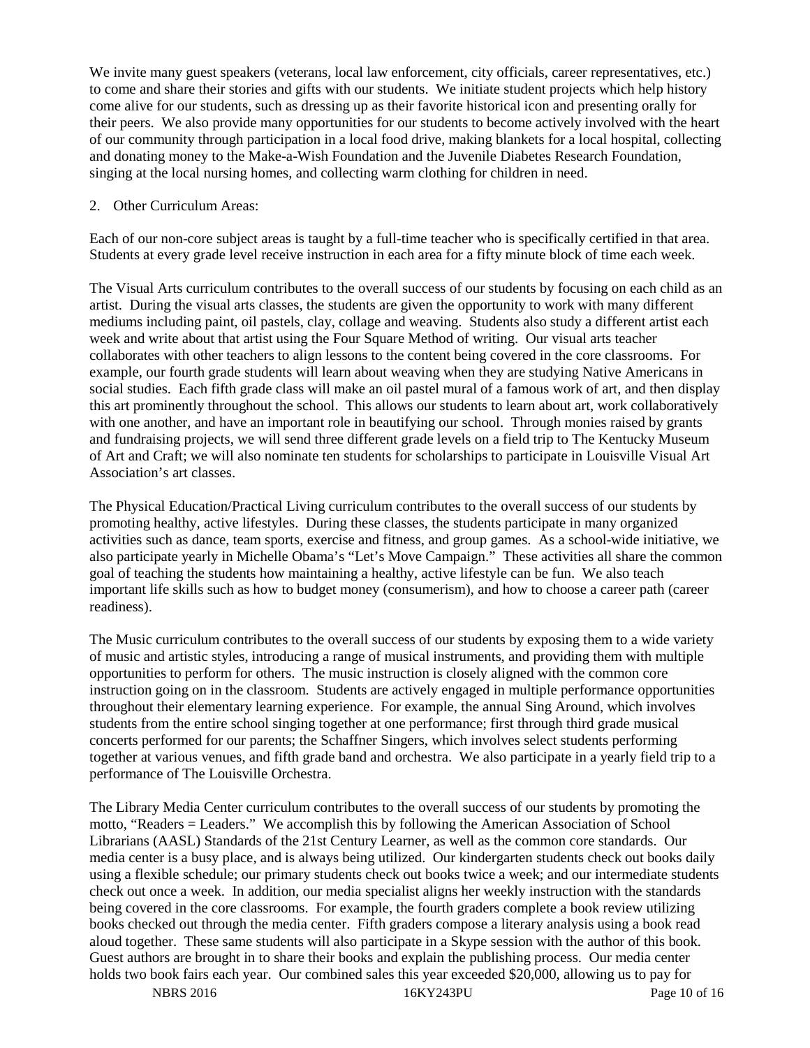We invite many guest speakers (veterans, local law enforcement, city officials, career representatives, etc.) to come and share their stories and gifts with our students. We initiate student projects which help history come alive for our students, such as dressing up as their favorite historical icon and presenting orally for their peers. We also provide many opportunities for our students to become actively involved with the heart of our community through participation in a local food drive, making blankets for a local hospital, collecting and donating money to the Make-a-Wish Foundation and the Juvenile Diabetes Research Foundation, singing at the local nursing homes, and collecting warm clothing for children in need.

2. Other Curriculum Areas:

Each of our non-core subject areas is taught by a full-time teacher who is specifically certified in that area. Students at every grade level receive instruction in each area for a fifty minute block of time each week.

The Visual Arts curriculum contributes to the overall success of our students by focusing on each child as an artist. During the visual arts classes, the students are given the opportunity to work with many different mediums including paint, oil pastels, clay, collage and weaving. Students also study a different artist each week and write about that artist using the Four Square Method of writing. Our visual arts teacher collaborates with other teachers to align lessons to the content being covered in the core classrooms. For example, our fourth grade students will learn about weaving when they are studying Native Americans in social studies. Each fifth grade class will make an oil pastel mural of a famous work of art, and then display this art prominently throughout the school. This allows our students to learn about art, work collaboratively with one another, and have an important role in beautifying our school. Through monies raised by grants and fundraising projects, we will send three different grade levels on a field trip to The Kentucky Museum of Art and Craft; we will also nominate ten students for scholarships to participate in Louisville Visual Art Association's art classes.

The Physical Education/Practical Living curriculum contributes to the overall success of our students by promoting healthy, active lifestyles. During these classes, the students participate in many organized activities such as dance, team sports, exercise and fitness, and group games. As a school-wide initiative, we also participate yearly in Michelle Obama's "Let's Move Campaign." These activities all share the common goal of teaching the students how maintaining a healthy, active lifestyle can be fun. We also teach important life skills such as how to budget money (consumerism), and how to choose a career path (career readiness).

The Music curriculum contributes to the overall success of our students by exposing them to a wide variety of music and artistic styles, introducing a range of musical instruments, and providing them with multiple opportunities to perform for others. The music instruction is closely aligned with the common core instruction going on in the classroom. Students are actively engaged in multiple performance opportunities throughout their elementary learning experience. For example, the annual Sing Around, which involves students from the entire school singing together at one performance; first through third grade musical concerts performed for our parents; the Schaffner Singers, which involves select students performing together at various venues, and fifth grade band and orchestra. We also participate in a yearly field trip to a performance of The Louisville Orchestra.

The Library Media Center curriculum contributes to the overall success of our students by promoting the motto, "Readers = Leaders." We accomplish this by following the American Association of School Librarians (AASL) Standards of the 21st Century Learner, as well as the common core standards. Our media center is a busy place, and is always being utilized. Our kindergarten students check out books daily using a flexible schedule; our primary students check out books twice a week; and our intermediate students check out once a week. In addition, our media specialist aligns her weekly instruction with the standards being covered in the core classrooms. For example, the fourth graders complete a book review utilizing books checked out through the media center. Fifth graders compose a literary analysis using a book read aloud together. These same students will also participate in a Skype session with the author of this book. Guest authors are brought in to share their books and explain the publishing process. Our media center holds two book fairs each year. Our combined sales this year exceeded $20,000, allowing us to pay for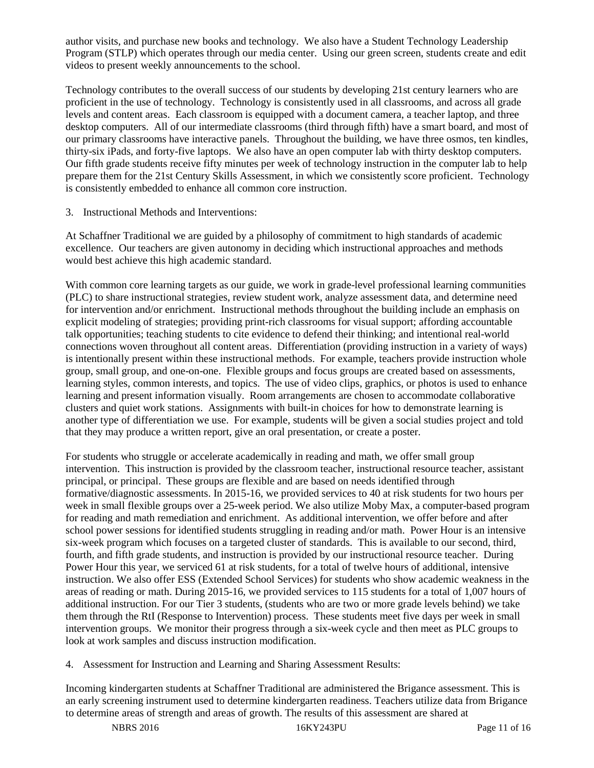author visits, and purchase new books and technology. We also have a Student Technology Leadership Program (STLP) which operates through our media center. Using our green screen, students create and edit videos to present weekly announcements to the school.

Technology contributes to the overall success of our students by developing 21st century learners who are proficient in the use of technology. Technology is consistently used in all classrooms, and across all grade levels and content areas. Each classroom is equipped with a document camera, a teacher laptop, and three desktop computers. All of our intermediate classrooms (third through fifth) have a smart board, and most of our primary classrooms have interactive panels. Throughout the building, we have three osmos, ten kindles, thirty-six iPads, and forty-five laptops. We also have an open computer lab with thirty desktop computers. Our fifth grade students receive fifty minutes per week of technology instruction in the computer lab to help prepare them for the 21st Century Skills Assessment, in which we consistently score proficient. Technology is consistently embedded to enhance all common core instruction.

3. Instructional Methods and Interventions:

At Schaffner Traditional we are guided by a philosophy of commitment to high standards of academic excellence. Our teachers are given autonomy in deciding which instructional approaches and methods would best achieve this high academic standard.

With common core learning targets as our guide, we work in grade-level professional learning communities (PLC) to share instructional strategies, review student work, analyze assessment data, and determine need for intervention and/or enrichment. Instructional methods throughout the building include an emphasis on explicit modeling of strategies; providing print-rich classrooms for visual support; affording accountable talk opportunities; teaching students to cite evidence to defend their thinking; and intentional real-world connections woven throughout all content areas. Differentiation (providing instruction in a variety of ways) is intentionally present within these instructional methods. For example, teachers provide instruction whole group, small group, and one-on-one. Flexible groups and focus groups are created based on assessments, learning styles, common interests, and topics. The use of video clips, graphics, or photos is used to enhance learning and present information visually. Room arrangements are chosen to accommodate collaborative clusters and quiet work stations. Assignments with built-in choices for how to demonstrate learning is another type of differentiation we use. For example, students will be given a social studies project and told that they may produce a written report, give an oral presentation, or create a poster.

For students who struggle or accelerate academically in reading and math, we offer small group intervention. This instruction is provided by the classroom teacher, instructional resource teacher, assistant principal, or principal. These groups are flexible and are based on needs identified through formative/diagnostic assessments. In 2015-16, we provided services to 40 at risk students for two hours per week in small flexible groups over a 25-week period. We also utilize Moby Max, a computer-based program for reading and math remediation and enrichment. As additional intervention, we offer before and after school power sessions for identified students struggling in reading and/or math. Power Hour is an intensive six-week program which focuses on a targeted cluster of standards. This is available to our second, third, fourth, and fifth grade students, and instruction is provided by our instructional resource teacher. During Power Hour this year, we serviced 61 at risk students, for a total of twelve hours of additional, intensive instruction. We also offer ESS (Extended School Services) for students who show academic weakness in the areas of reading or math. During 2015-16, we provided services to 115 students for a total of 1,007 hours of additional instruction. For our Tier 3 students, (students who are two or more grade levels behind) we take them through the RtI (Response to Intervention) process. These students meet five days per week in small intervention groups. We monitor their progress through a six-week cycle and then meet as PLC groups to look at work samples and discuss instruction modification.

4. Assessment for Instruction and Learning and Sharing Assessment Results:

Incoming kindergarten students at Schaffner Traditional are administered the Brigance assessment. This is an early screening instrument used to determine kindergarten readiness. Teachers utilize data from Brigance to determine areas of strength and areas of growth. The results of this assessment are shared at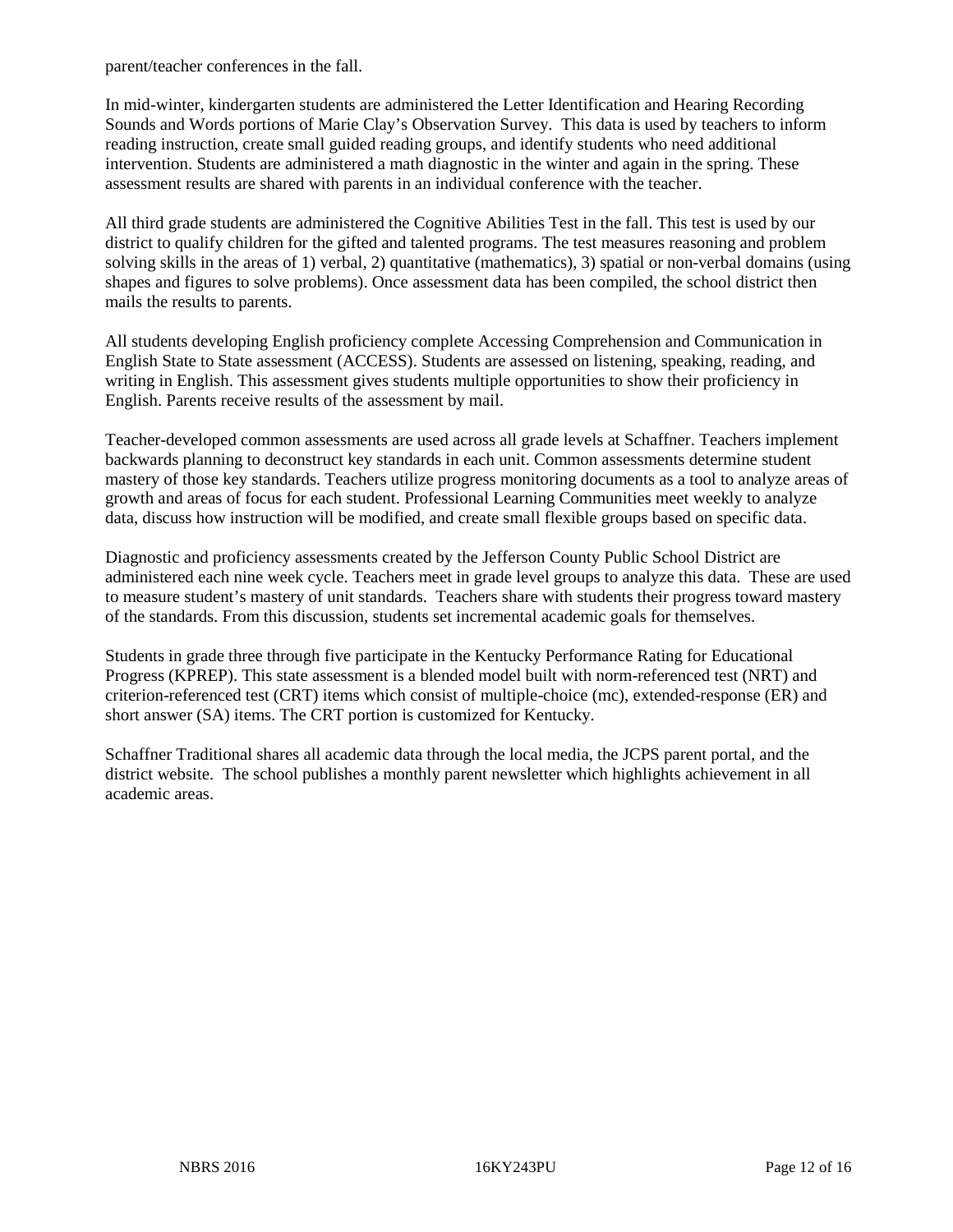parent/teacher conferences in the fall.

In mid-winter, kindergarten students are administered the Letter Identification and Hearing Recording Sounds and Words portions of Marie Clay's Observation Survey. This data is used by teachers to inform reading instruction, create small guided reading groups, and identify students who need additional intervention. Students are administered a math diagnostic in the winter and again in the spring. These assessment results are shared with parents in an individual conference with the teacher.

All third grade students are administered the Cognitive Abilities Test in the fall. This test is used by our district to qualify children for the gifted and talented programs. The test measures reasoning and problem solving skills in the areas of 1) verbal, 2) quantitative (mathematics), 3) spatial or non-verbal domains (using shapes and figures to solve problems). Once assessment data has been compiled, the school district then mails the results to parents.

All students developing English proficiency complete Accessing Comprehension and Communication in English State to State assessment (ACCESS). Students are assessed on listening, speaking, reading, and writing in English. This assessment gives students multiple opportunities to show their proficiency in English. Parents receive results of the assessment by mail.

Teacher-developed common assessments are used across all grade levels at Schaffner. Teachers implement backwards planning to deconstruct key standards in each unit. Common assessments determine student mastery of those key standards. Teachers utilize progress monitoring documents as a tool to analyze areas of growth and areas of focus for each student. Professional Learning Communities meet weekly to analyze data, discuss how instruction will be modified, and create small flexible groups based on specific data.

Diagnostic and proficiency assessments created by the Jefferson County Public School District are administered each nine week cycle. Teachers meet in grade level groups to analyze this data. These are used to measure student's mastery of unit standards. Teachers share with students their progress toward mastery of the standards. From this discussion, students set incremental academic goals for themselves.

Students in grade three through five participate in the Kentucky Performance Rating for Educational Progress (KPREP). This state assessment is a blended model built with norm-referenced test (NRT) and criterion-referenced test (CRT) items which consist of multiple-choice (mc), extended-response (ER) and short answer (SA) items. The CRT portion is customized for Kentucky.

Schaffner Traditional shares all academic data through the local media, the JCPS parent portal, and the district website. The school publishes a monthly parent newsletter which highlights achievement in all academic areas.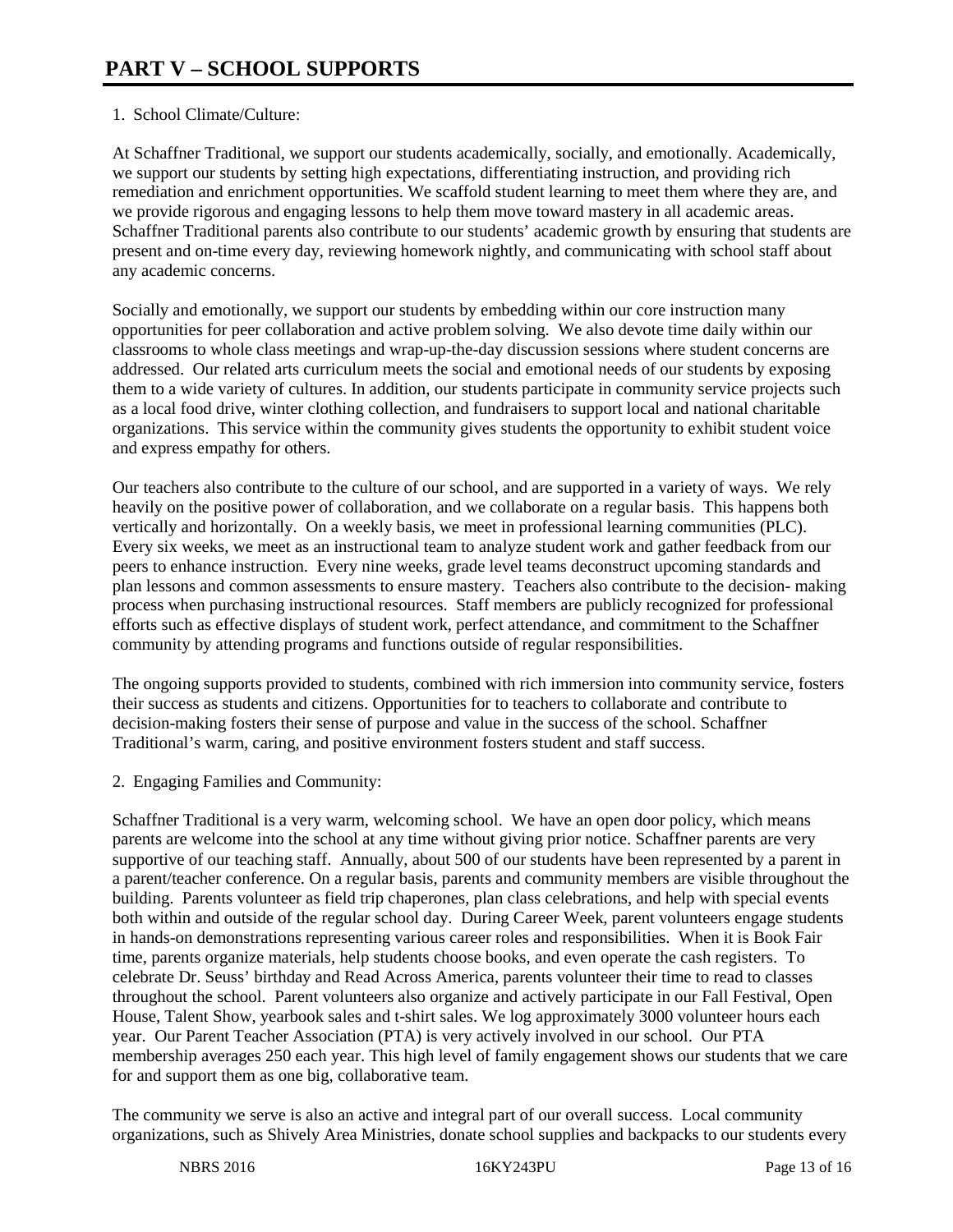# PART V – SCHOOL SUPPORTS

1. School Climate/Culture:

At Schaffner Traditional, we support our students academically, socially, and emotionally. Academically, we support our students by setting high expectations, differentiating instruction, and providing rich remediation and enrichment opportunities. We scaffold student learning to meet them where they are, and we provide rigorous and engaging lessons to help them move toward mastery in all academic areas. Schaffner Traditional parents also contribute to our students' academic growth by ensuring that students are present and on-time every day, reviewing homework nightly, and communicating with school staff about any academic concerns.

Socially and emotionally, we support our students by embedding within our core instruction many opportunities for peer collaboration and active problem solving. We also devote time daily within our classrooms to whole class meetings and wrap-up-the-day discussion sessions where student concerns are addressed. Our related arts curriculum meets the social and emotional needs of our students by exposing them to a wide variety of cultures. In addition, our students participate in community service projects such as a local food drive, winter clothing collection, and fundraisers to support local and national charitable organizations. This service within the community gives students the opportunity to exhibit student voice and express empathy for others.

Our teachers also contribute to the culture of our school, and are supported in a variety of ways. We rely heavily on the positive power of collaboration, and we collaborate on a regular basis. This happens both vertically and horizontally. On a weekly basis, we meet in professional learning communities (PLC). Every six weeks, we meet as an instructional team to analyze student work and gather feedback from our peers to enhance instruction. Every nine weeks, grade level teams deconstruct upcoming standards and plan lessons and common assessments to ensure mastery. Teachers also contribute to the decision- making process when purchasing instructional resources. Staff members are publicly recognized for professional efforts such as effective displays of student work, perfect attendance, and commitment to the Schaffner community by attending programs and functions outside of regular responsibilities.

The ongoing supports provided to students, combined with rich immersion into community service, fosters their success as students and citizens. Opportunities for to teachers to collaborate and contribute to decision-making fosters their sense of purpose and value in the success of the school. Schaffner Traditional's warm, caring, and positive environment fosters student and staff success.

2. Engaging Families and Community:

Schaffner Traditional is a very warm, welcoming school. We have an open door policy, which means parents are welcome into the school at any time without giving prior notice. Schaffner parents are very supportive of our teaching staff. Annually, about 500 of our students have been represented by a parent in a parent/teacher conference. On a regular basis, parents and community members are visible throughout the building. Parents volunteer as field trip chaperones, plan class celebrations, and help with special events both within and outside of the regular school day. During Career Week, parent volunteers engage students in hands-on demonstrations representing various career roles and responsibilities. When it is Book Fair time, parents organize materials, help students choose books, and even operate the cash registers. To celebrate Dr. Seuss' birthday and Read Across America, parents volunteer their time to read to classes throughout the school. Parent volunteers also organize and actively participate in our Fall Festival, Open House, Talent Show, yearbook sales and t-shirt sales. We log approximately 3000 volunteer hours each year. Our Parent Teacher Association (PTA) is very actively involved in our school. Our PTA membership averages 250 each year. This high level of family engagement shows our students that we care for and support them as one big, collaborative team.

The community we serve is also an active and integral part of our overall success. Local community organizations, such as Shively Area Ministries, donate school supplies and backpacks to our students every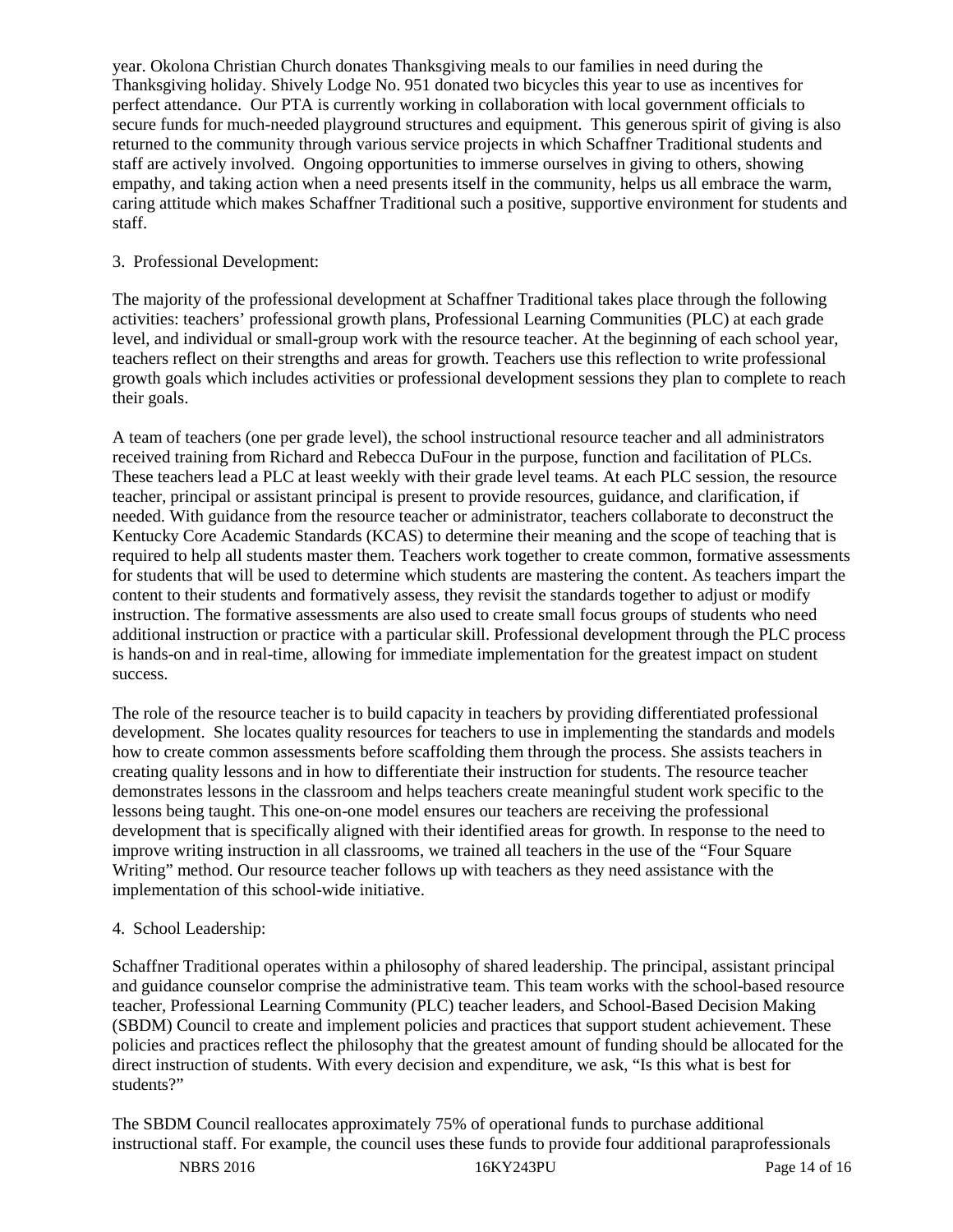year. Okolona Christian Church donates Thanksgiving meals to our families in need during the Thanksgiving holiday. Shively Lodge No. 951 donated two bicycles this year to use as incentives for perfect attendance. Our PTA is currently working in collaboration with local government officials to secure funds for much-needed playground structures and equipment. This generous spirit of giving is also returned to the community through various service projects in which Schaffner Traditional students and staff are actively involved. Ongoing opportunities to immerse ourselves in giving to others, showing empathy, and taking action when a need presents itself in the community, helps us all embrace the warm, caring attitude which makes Schaffner Traditional such a positive, supportive environment for students and staff.

3. Professional Development:

The majority of the professional development at Schaffner Traditional takes place through the following activities: teachers' professional growth plans, Professional Learning Communities (PLC) at each grade level, and individual or small-group work with the resource teacher. At the beginning of each school year, teachers reflect on their strengths and areas for growth. Teachers use this reflection to write professional growth goals which includes activities or professional development sessions they plan to complete to reach their goals.

A team of teachers (one per grade level), the school instructional resource teacher and all administrators received training from Richard and Rebecca DuFour in the purpose, function and facilitation of PLCs. These teachers lead a PLC at least weekly with their grade level teams. At each PLC session, the resource teacher, principal or assistant principal is present to provide resources, guidance, and clarification, if needed. With guidance from the resource teacher or administrator, teachers collaborate to deconstruct the Kentucky Core Academic Standards (KCAS) to determine their meaning and the scope of teaching that is required to help all students master them. Teachers work together to create common, formative assessments for students that will be used to determine which students are mastering the content. As teachers impart the content to their students and formatively assess, they revisit the standards together to adjust or modify instruction. The formative assessments are also used to create small focus groups of students who need additional instruction or practice with a particular skill. Professional development through the PLC process is hands-on and in real-time, allowing for immediate implementation for the greatest impact on student success.

The role of the resource teacher is to build capacity in teachers by providing differentiated professional development. She locates quality resources for teachers to use in implementing the standards and models how to create common assessments before scaffolding them through the process. She assists teachers in creating quality lessons and in how to differentiate their instruction for students. The resource teacher demonstrates lessons in the classroom and helps teachers create meaningful student work specific to the lessons being taught. This one-on-one model ensures our teachers are receiving the professional development that is specifically aligned with their identified areas for growth. In response to the need to improve writing instruction in all classrooms, we trained all teachers in the use of the "Four Square Writing" method. Our resource teacher follows up with teachers as they need assistance with the implementation of this school-wide initiative.

4. School Leadership:

Schaffner Traditional operates within a philosophy of shared leadership. The principal, assistant principal and guidance counselor comprise the administrative team. This team works with the school-based resource teacher, Professional Learning Community (PLC) teacher leaders, and School-Based Decision Making (SBDM) Council to create and implement policies and practices that support student achievement. These policies and practices reflect the philosophy that the greatest amount of funding should be allocated for the direct instruction of students. With every decision and expenditure, we ask, "Is this what is best for students?"

The SBDM Council reallocates approximately 75% of operational funds to purchase additional instructional staff. For example, the council uses these funds to provide four additional paraprofessionals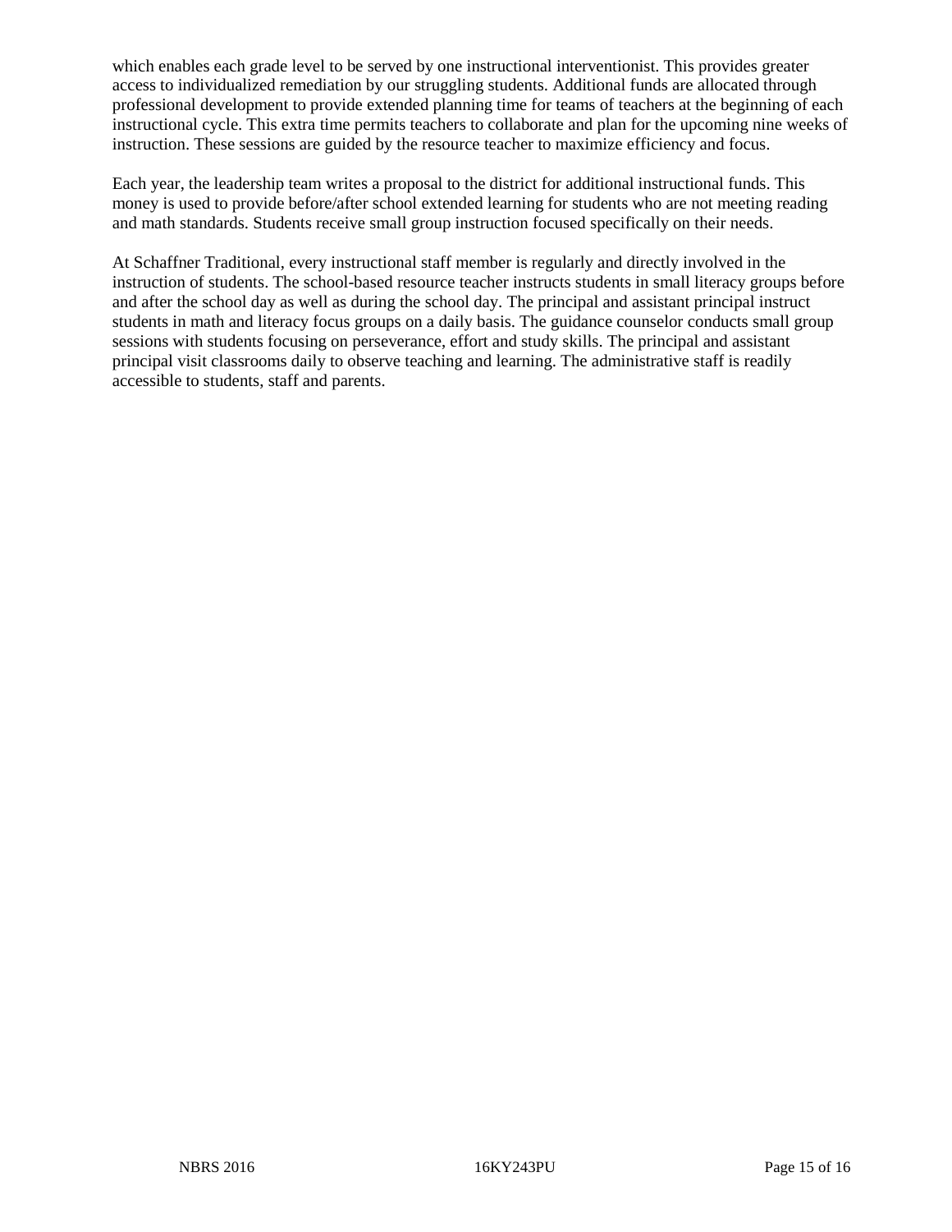which enables each grade level to be served by one instructional interventionist. This provides greater access to individualized remediation by our struggling students. Additional funds are allocated through professional development to provide extended planning time for teams of teachers at the beginning of each instructional cycle. This extra time permits teachers to collaborate and plan for the upcoming nine weeks of instruction. These sessions are guided by the resource teacher to maximize efficiency and focus.

Each year, the leadership team writes a proposal to the district for additional instructional funds. This money is used to provide before/after school extended learning for students who are not meeting reading and math standards. Students receive small group instruction focused specifically on their needs.

At Schaffner Traditional, every instructional staff member is regularly and directly involved in the instruction of students. The school-based resource teacher instructs students in small literacy groups before and after the school day as well as during the school day. The principal and assistant principal instruct students in math and literacy focus groups on a daily basis. The guidance counselor conducts small group sessions with students focusing on perseverance, effort and study skills. The principal and assistant principal visit classrooms daily to observe teaching and learning. The administrative staff is readily accessible to students, staff and parents.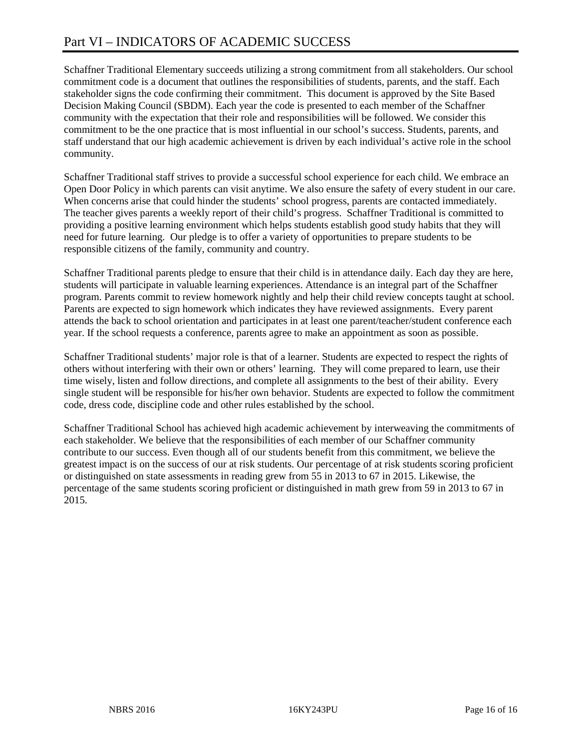# Part VI – INDICATORS OF ACADEMIC SUCCESS

Schaffner Traditional Elementary succeeds utilizing a strong commitment from all stakeholders. Our school commitment code is a document that outlines the responsibilities of students, parents, and the staff. Each stakeholder signs the code confirming their commitment. This document is approved by the Site Based Decision Making Council (SBDM). Each year the code is presented to each member of the Schaffner community with the expectation that their role and responsibilities will be followed. We consider this commitment to be the one practice that is most influential in our school's success. Students, parents, and staff understand that our high academic achievement is driven by each individual's active role in the school community.

Schaffner Traditional staff strives to provide a successful school experience for each child. We embrace an Open Door Policy in which parents can visit anytime. We also ensure the safety of every student in our care. When concerns arise that could hinder the students' school progress, parents are contacted immediately. The teacher gives parents a weekly report of their child's progress. Schaffner Traditional is committed to providing a positive learning environment which helps students establish good study habits that they will need for future learning. Our pledge is to offer a variety of opportunities to prepare students to be responsible citizens of the family, community and country.

Schaffner Traditional parents pledge to ensure that their child is in attendance daily. Each day they are here, students will participate in valuable learning experiences. Attendance is an integral part of the Schaffner program. Parents commit to review homework nightly and help their child review concepts taught at school. Parents are expected to sign homework which indicates they have reviewed assignments. Every parent attends the back to school orientation and participates in at least one parent/teacher/student conference each year. If the school requests a conference, parents agree to make an appointment as soon as possible.

Schaffner Traditional students' major role is that of a learner. Students are expected to respect the rights of others without interfering with their own or others' learning. They will come prepared to learn, use their time wisely, listen and follow directions, and complete all assignments to the best of their ability. Every single student will be responsible for his/her own behavior. Students are expected to follow the commitment code, dress code, discipline code and other rules established by the school.

Schaffner Traditional School has achieved high academic achievement by interweaving the commitments of each stakeholder. We believe that the responsibilities of each member of our Schaffner community contribute to our success. Even though all of our students benefit from this commitment, we believe the greatest impact is on the success of our at risk students. Our percentage of at risk students scoring proficient or distinguished on state assessments in reading grew from 55 in 2013 to 67 in 2015. Likewise, the percentage of the same students scoring proficient or distinguished in math grew from 59 in 2013 to 67 in 2015.